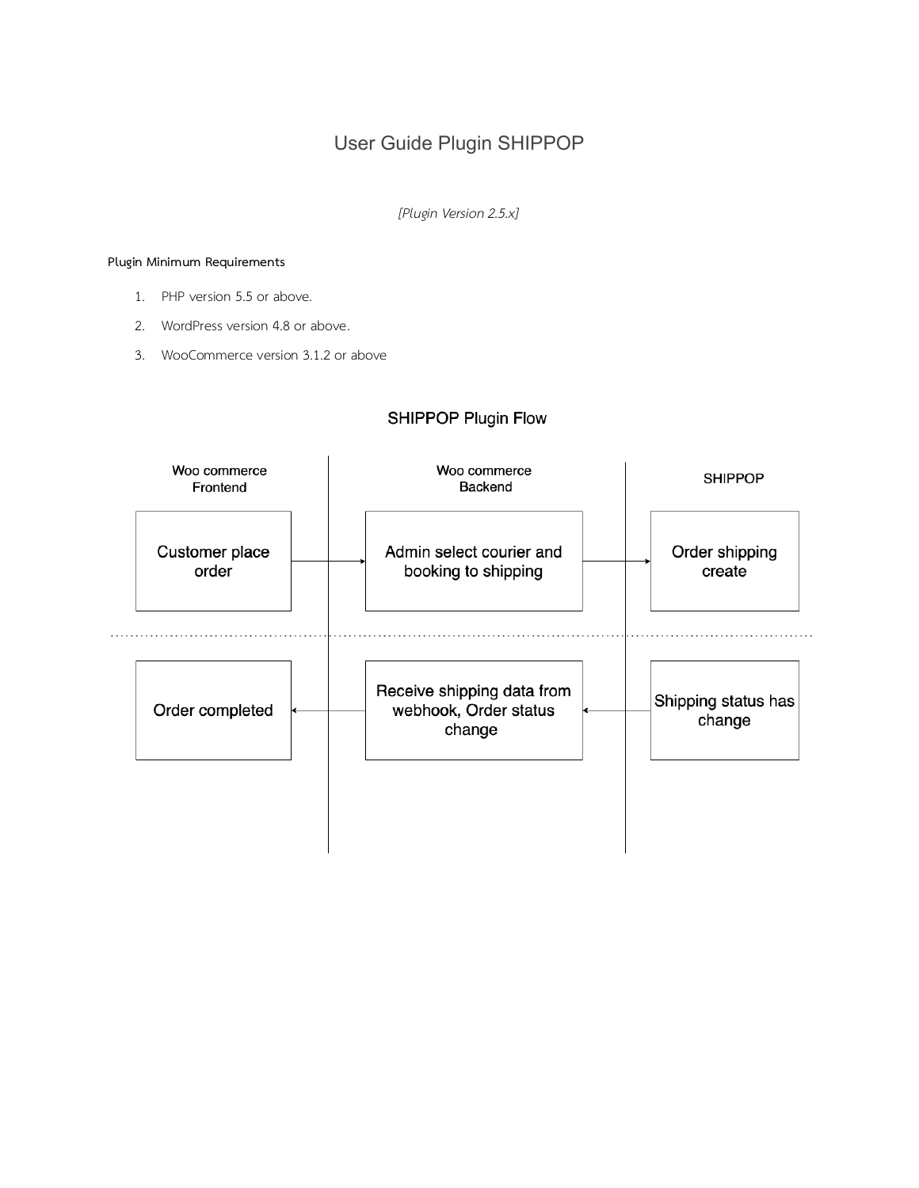# User Guide Plugin SHIPPOP

*[Plugin Version 2.5.x]*

**Plugin Minimum Requirements**

1. PHP version 5.5 or above.
2. WordPress version 4.8 or above.
3. WooCommerce version 3.1.2 or above

## SHIPPOP Plugin Flow

| Woo commerce Frontend | Woo commerce Backend | SHIPPOP |
| --- | --- | --- |
| Customer place order → | Admin select courier and booking to shipping → | Order shipping create |
| Order completed | ← Receive shipping data from webhook, Order status change | ← Shipping status has change |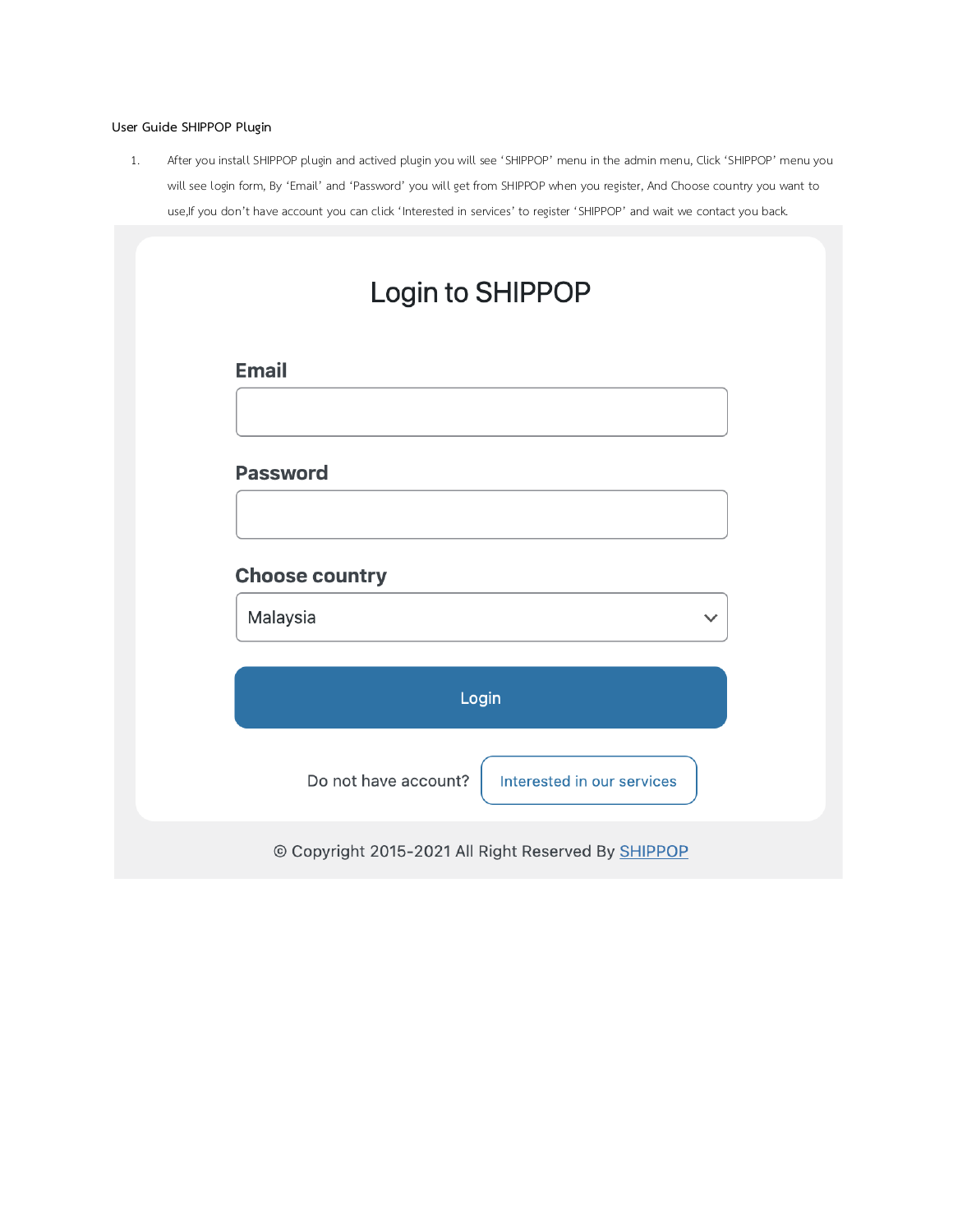User Guide SHIPPOP Plugin

1. After you install SHIPPOP plugin and actived plugin you will see 'SHIPPOP' menu in the admin menu, Click 'SHIPPOP' menu you will see login form, By 'Email' and 'Password' you will get from SHIPPOP when you register, And Choose country you want to use,If you don't have account you can click 'Interested in services' to register 'SHIPPOP' and wait we contact you back.

# Login to SHIPPOP

**Email**

**Password**

**Choose country**

Malaysia

Login

Do not have account? Interested in our services

© Copyright 2015-2021 All Right Reserved By SHIPPOP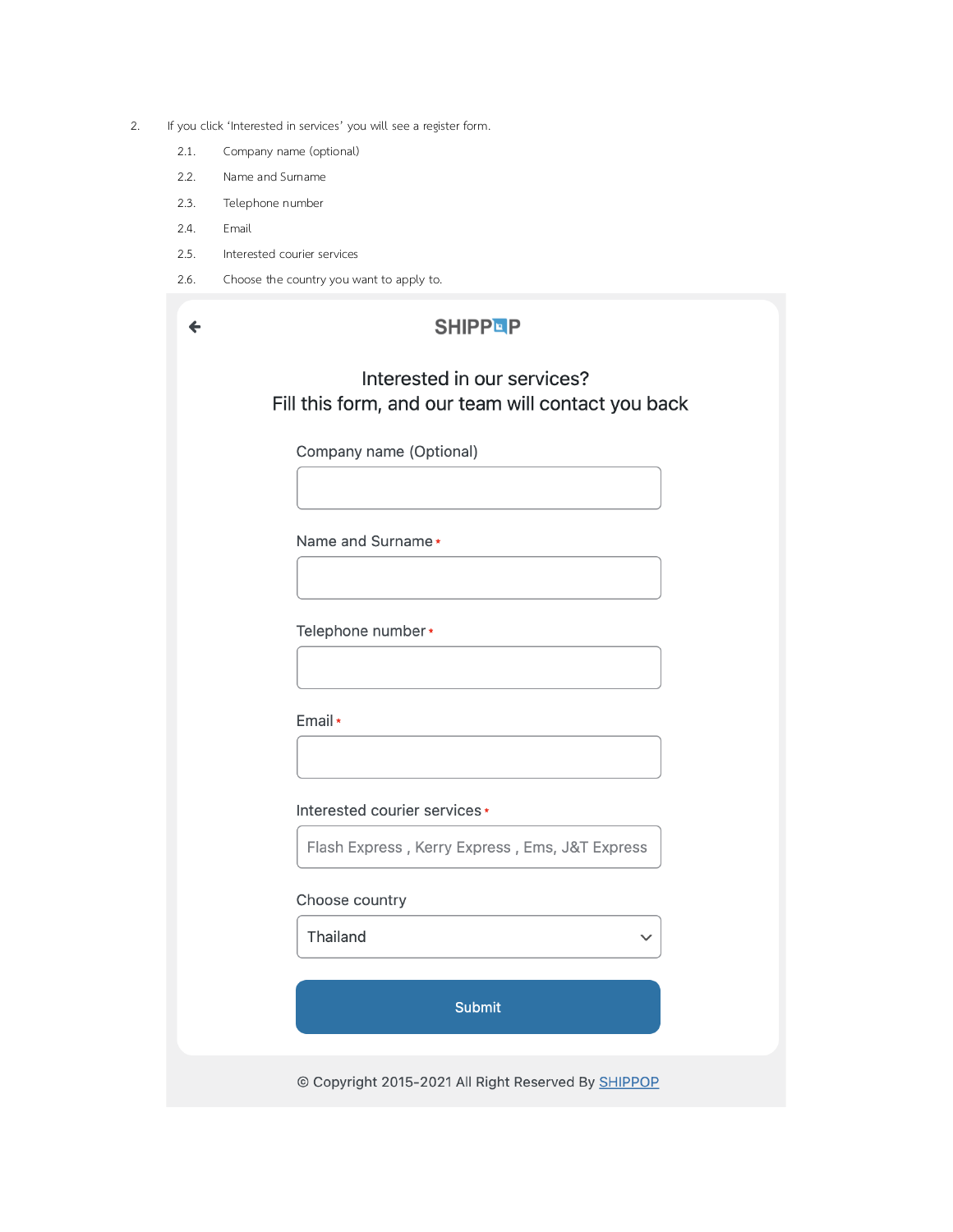2. If you click 'Interested in services' you will see a register form.
    2.1. Company name (optional)
    2.2. Name and Surname
    2.3. Telephone number
    2.4. Email
    2.5. Interested courier services
    2.6. Choose the country you want to apply to.

SHIPPOP

Interested in our services?
Fill this form, and our team will contact you back

Company name (Optional)

Name and Surname *

Telephone number *

Email *

Interested courier services *

Flash Express , Kerry Express , Ems, J&T Express

Choose country

Thailand

Submit

© Copyright 2015-2021 All Right Reserved By SHIPPOP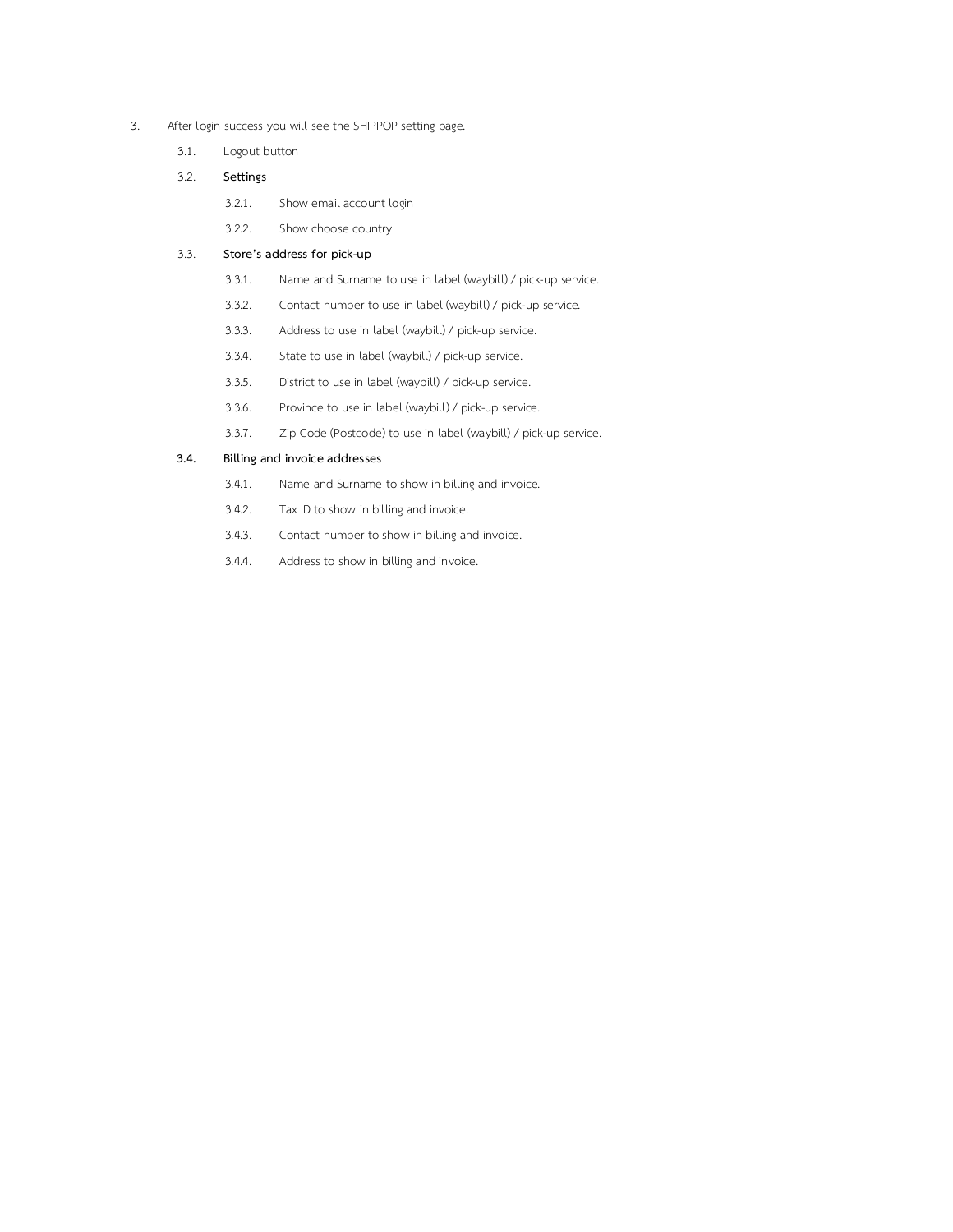3. After login success you will see the SHIPPOP setting page.

   3.1. Logout button

   3.2. **Settings**

      3.2.1. Show email account login

      3.2.2. Show choose country

   3.3. **Store's address for pick-up**

      3.3.1. Name and Surname to use in label (waybill) / pick-up service.

      3.3.2. Contact number to use in label (waybill) / pick-up service.

      3.3.3. Address to use in label (waybill) / pick-up service.

      3.3.4. State to use in label (waybill) / pick-up service.

      3.3.5. District to use in label (waybill) / pick-up service.

      3.3.6. Province to use in label (waybill) / pick-up service.

      3.3.7. Zip Code (Postcode) to use in label (waybill) / pick-up service.

   **3.4. Billing and invoice addresses**

      3.4.1. Name and Surname to show in billing and invoice.

      3.4.2. Tax ID to show in billing and invoice.

      3.4.3. Contact number to show in billing and invoice.

      3.4.4. Address to show in billing and invoice.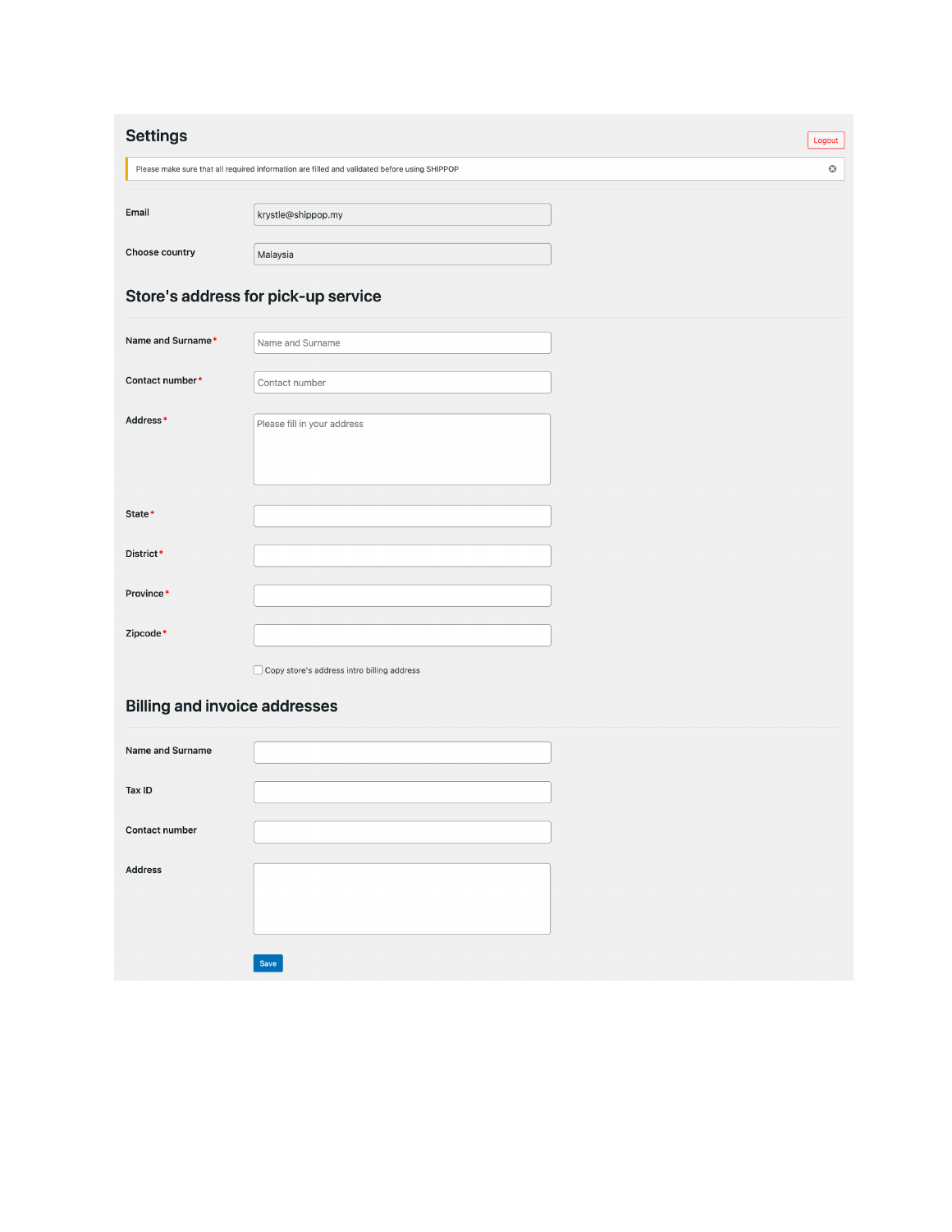# Settings

Logout

Please make sure that all required information are filled and validated before using SHIPPOP

Email: krystle@shippop.my

Choose country: Malaysia

## Store's address for pick-up service

Name and Surname*: Name and Surname

Contact number*: Contact number

Address*: Please fill in your address

State*

District*

Province*

Zipcode*

Copy store's address intro billing address

## Billing and invoice addresses

Name and Surname

Tax ID

Contact number

Address

Save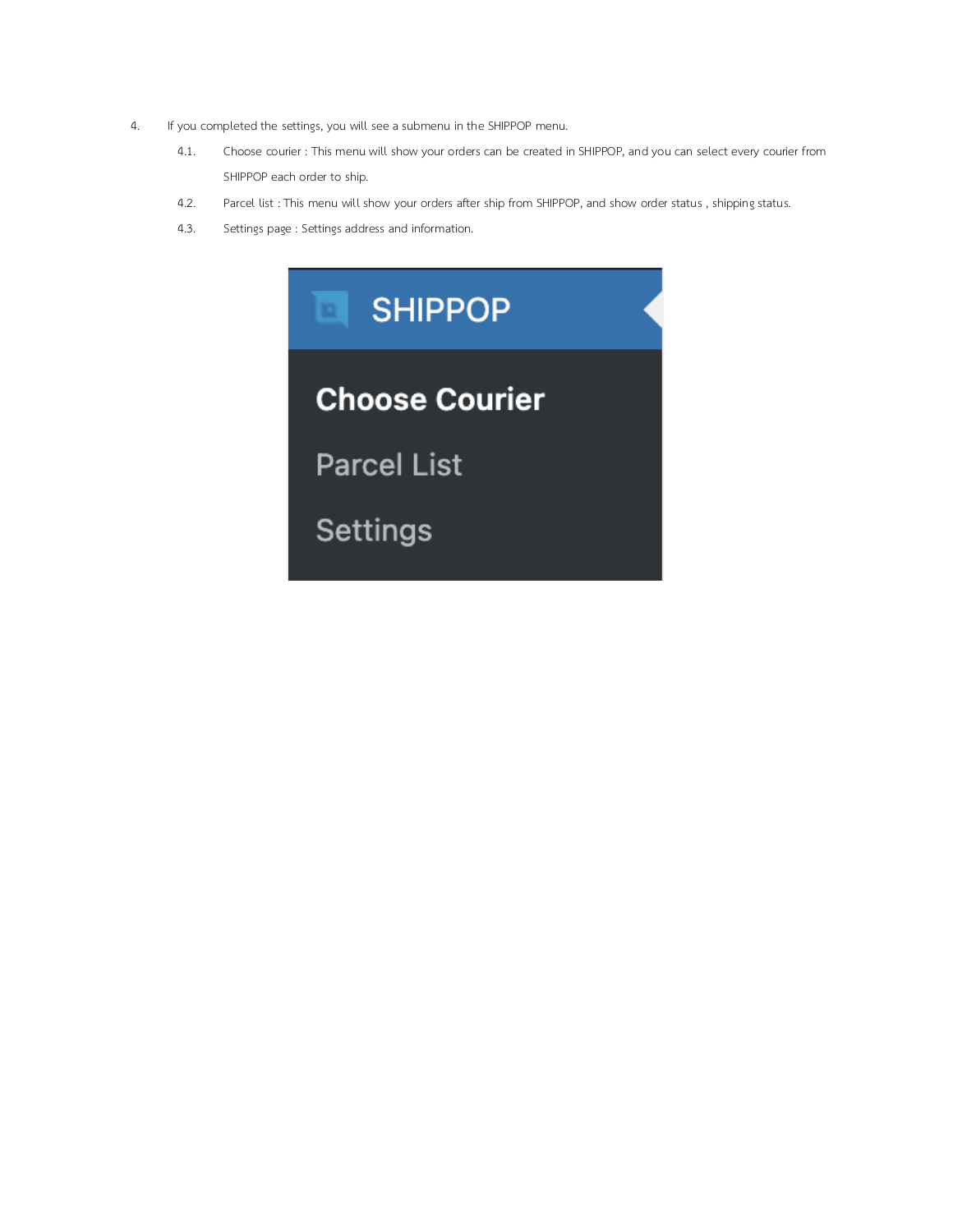4. If you completed the settings, you will see a submenu in the SHIPPOP menu.
    4.1. Choose courier : This menu will show your orders can be created in SHIPPOP, and you can select every courier from SHIPPOP each order to ship.
    4.2. Parcel list : This menu will show your orders after ship from SHIPPOP, and show order status , shipping status.
    4.3. Settings page : Settings address and information.